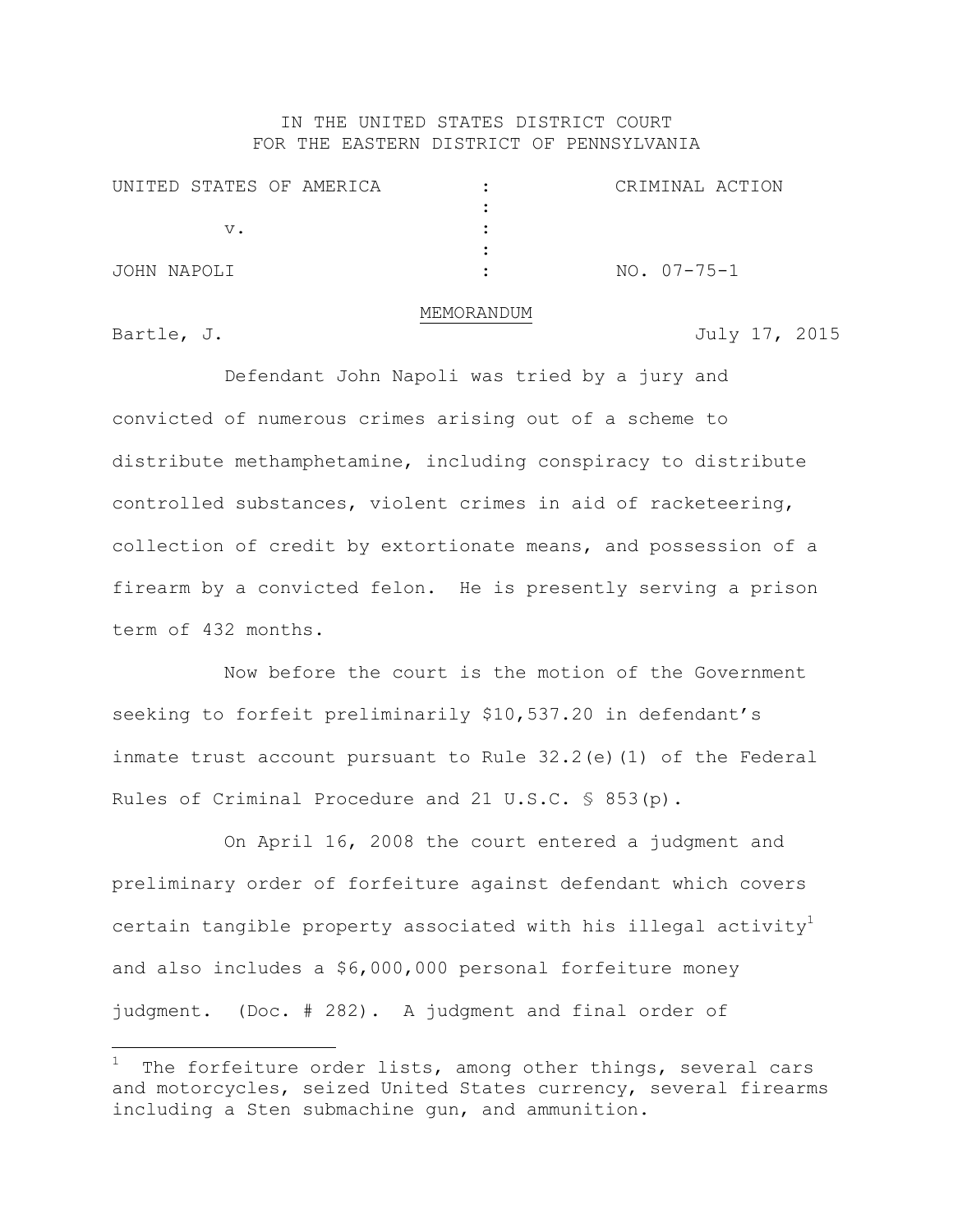IN THE UNITED STATES DISTRICT COURT
FOR THE EASTERN DISTRICT OF PENNSYLVANIA

| | | |
|---|---|---|
| UNITED STATES OF AMERICA | : | CRIMINAL ACTION |
| | : | |
| v. | : | |
| | : | |
| JOHN NAPOLI | : | NO. 07-75-1 |

MEMORANDUM

Bartle, J. July 17, 2015

Defendant John Napoli was tried by a jury and convicted of numerous crimes arising out of a scheme to distribute methamphetamine, including conspiracy to distribute controlled substances, violent crimes in aid of racketeering, collection of credit by extortionate means, and possession of a firearm by a convicted felon. He is presently serving a prison term of 432 months.

Now before the court is the motion of the Government seeking to forfeit preliminarily $10,537.20 in defendant's inmate trust account pursuant to Rule 32.2(e)(1) of the Federal Rules of Criminal Procedure and 21 U.S.C. § 853(p).

On April 16, 2008 the court entered a judgment and preliminary order of forfeiture against defendant which covers certain tangible property associated with his illegal activity[1] and also includes a $6,000,000 personal forfeiture money judgment. (Doc. # 282). A judgment and final order of

[1] The forfeiture order lists, among other things, several cars and motorcycles, seized United States currency, several firearms including a Sten submachine gun, and ammunition.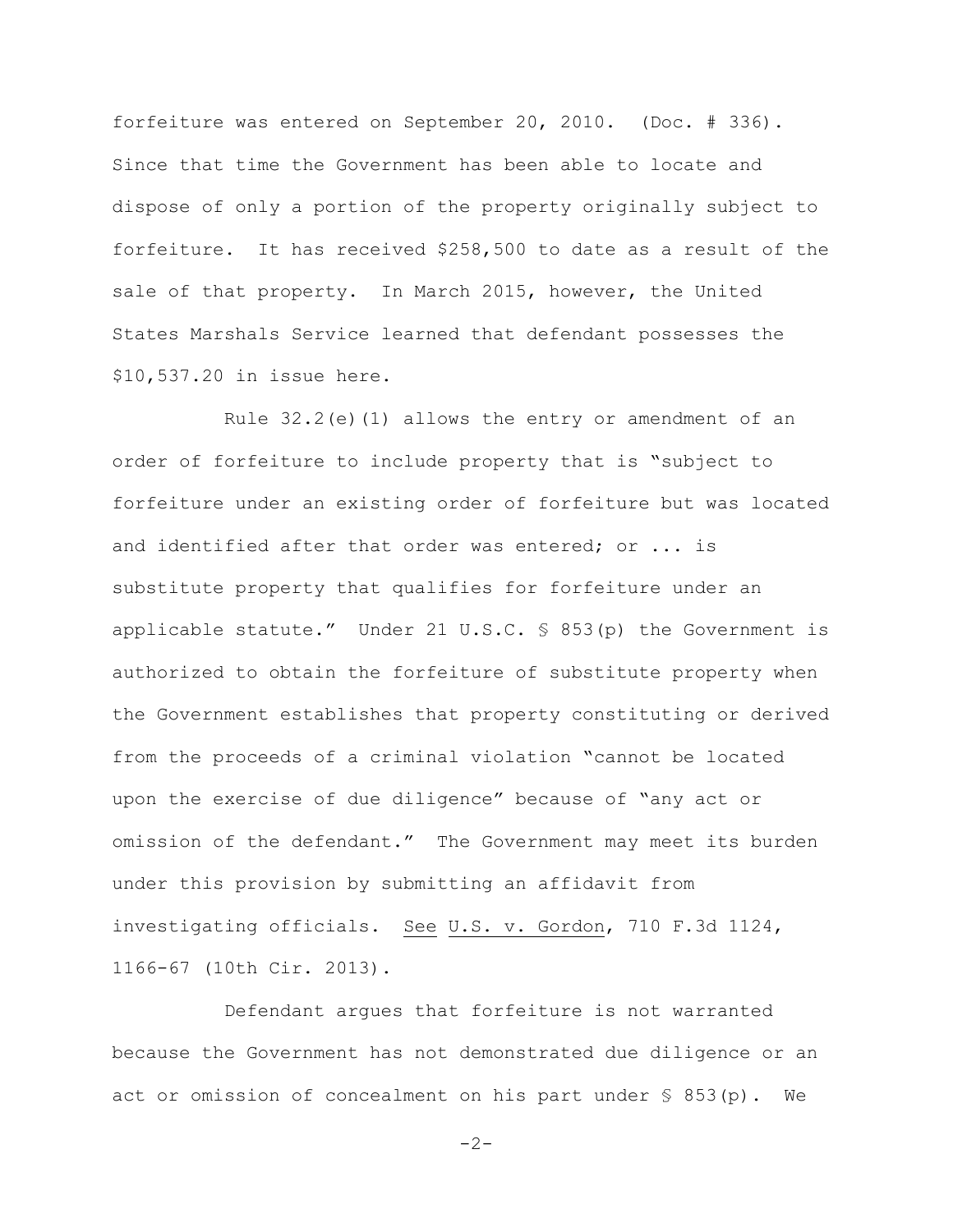forfeiture was entered on September 20, 2010. (Doc. # 336). Since that time the Government has been able to locate and dispose of only a portion of the property originally subject to forfeiture. It has received $258,500 to date as a result of the sale of that property. In March 2015, however, the United States Marshals Service learned that defendant possesses the $10,537.20 in issue here.

Rule 32.2(e)(1) allows the entry or amendment of an order of forfeiture to include property that is "subject to forfeiture under an existing order of forfeiture but was located and identified after that order was entered; or ... is substitute property that qualifies for forfeiture under an applicable statute." Under 21 U.S.C. § 853(p) the Government is authorized to obtain the forfeiture of substitute property when the Government establishes that property constituting or derived from the proceeds of a criminal violation "cannot be located upon the exercise of due diligence" because of "any act or omission of the defendant." The Government may meet its burden under this provision by submitting an affidavit from investigating officials. <u>See</u> <u>U.S. v. Gordon</u>, 710 F.3d 1124, 1166-67 (10th Cir. 2013).

Defendant argues that forfeiture is not warranted because the Government has not demonstrated due diligence or an act or omission of concealment on his part under § 853(p). We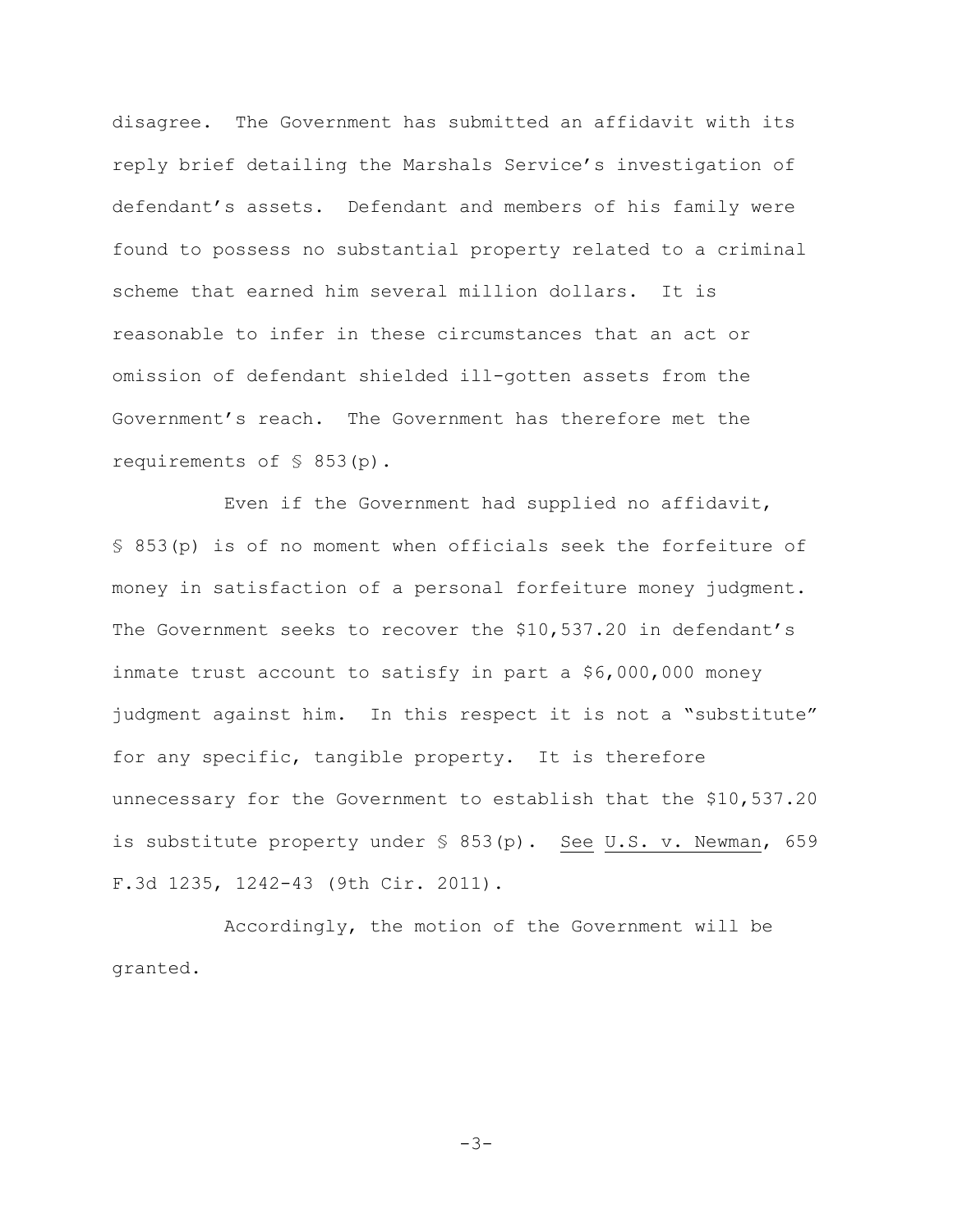disagree. The Government has submitted an affidavit with its reply brief detailing the Marshals Service's investigation of defendant's assets. Defendant and members of his family were found to possess no substantial property related to a criminal scheme that earned him several million dollars. It is reasonable to infer in these circumstances that an act or omission of defendant shielded ill-gotten assets from the Government's reach. The Government has therefore met the requirements of § 853(p).

Even if the Government had supplied no affidavit, § 853(p) is of no moment when officials seek the forfeiture of money in satisfaction of a personal forfeiture money judgment. The Government seeks to recover the $10,537.20 in defendant's inmate trust account to satisfy in part a $6,000,000 money judgment against him. In this respect it is not a "substitute" for any specific, tangible property. It is therefore unnecessary for the Government to establish that the $10,537.20 is substitute property under § 853(p). See U.S. v. Newman, 659 F.3d 1235, 1242-43 (9th Cir. 2011).

Accordingly, the motion of the Government will be granted.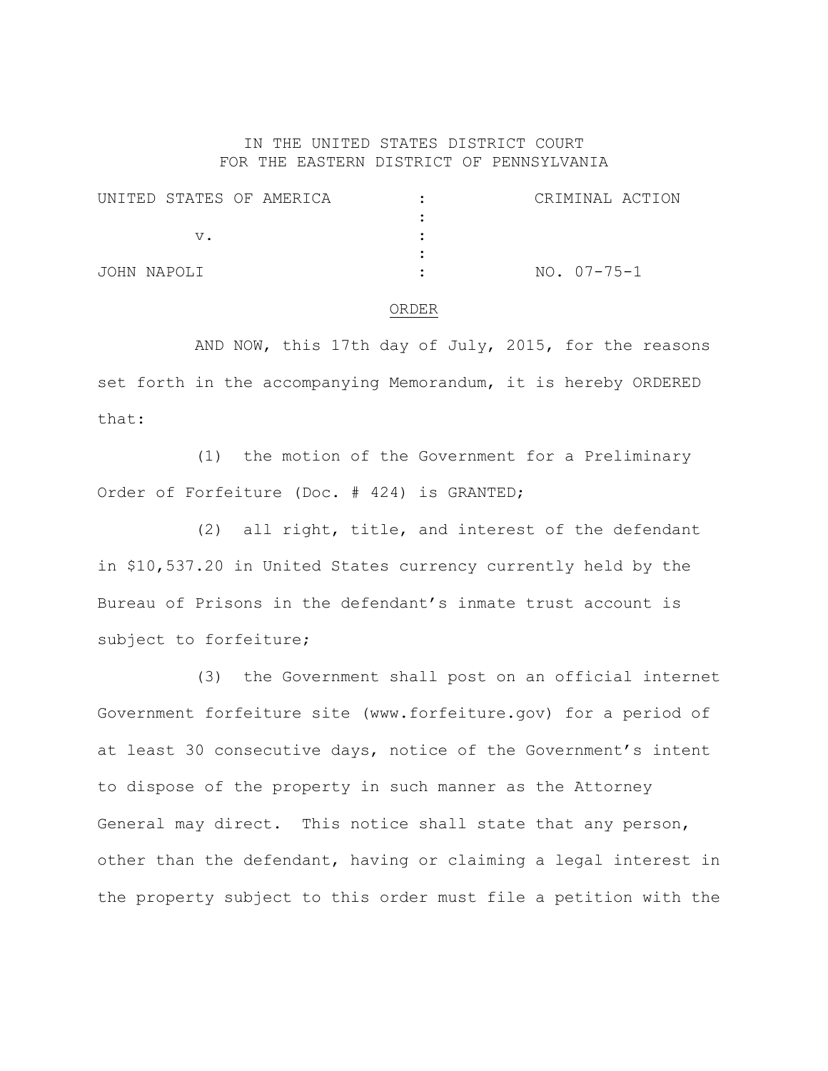IN THE UNITED STATES DISTRICT COURT
FOR THE EASTERN DISTRICT OF PENNSYLVANIA

| | | |
|---|---|---|
| UNITED STATES OF AMERICA | : | CRIMINAL ACTION |
| | : | |
| v. | : | |
| | : | |
| JOHN NAPOLI | : | NO. 07-75-1 |

ORDER

AND NOW, this 17th day of July, 2015, for the reasons set forth in the accompanying Memorandum, it is hereby ORDERED that:

(1) the motion of the Government for a Preliminary Order of Forfeiture (Doc. # 424) is GRANTED;

(2) all right, title, and interest of the defendant in $10,537.20 in United States currency currently held by the Bureau of Prisons in the defendant's inmate trust account is subject to forfeiture;

(3) the Government shall post on an official internet Government forfeiture site (www.forfeiture.gov) for a period of at least 30 consecutive days, notice of the Government's intent to dispose of the property in such manner as the Attorney General may direct. This notice shall state that any person, other than the defendant, having or claiming a legal interest in the property subject to this order must file a petition with the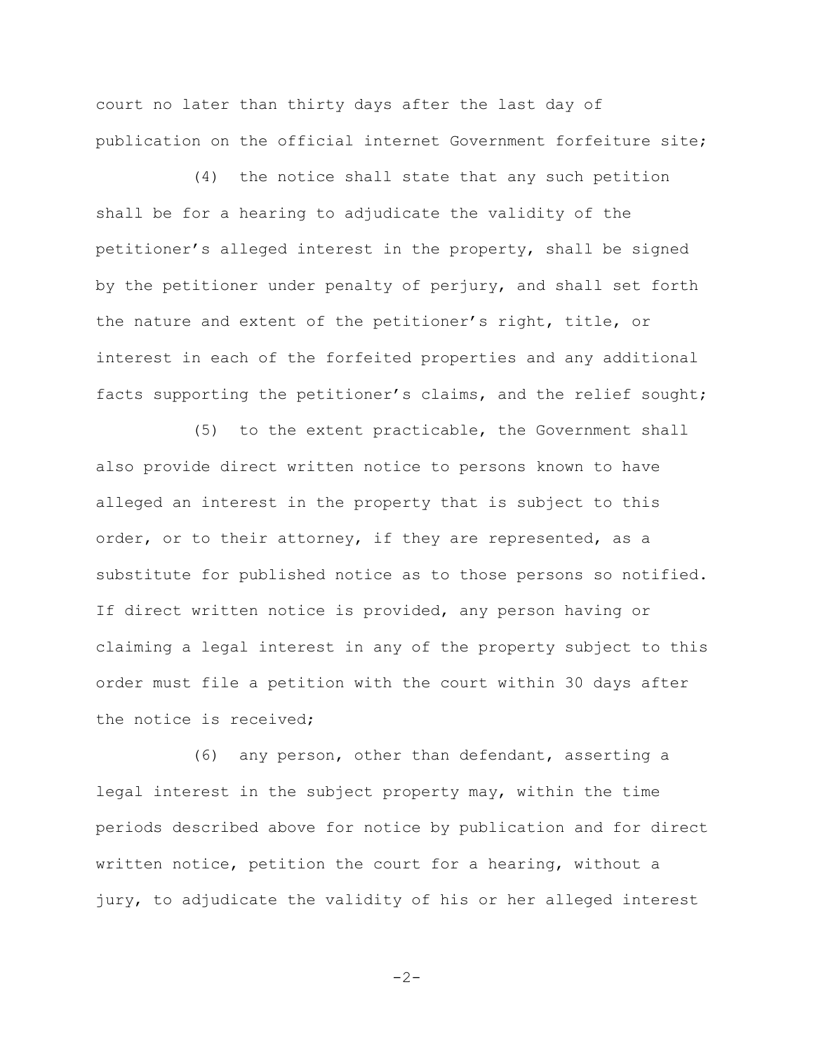court no later than thirty days after the last day of publication on the official internet Government forfeiture site;

(4) the notice shall state that any such petition shall be for a hearing to adjudicate the validity of the petitioner's alleged interest in the property, shall be signed by the petitioner under penalty of perjury, and shall set forth the nature and extent of the petitioner's right, title, or interest in each of the forfeited properties and any additional facts supporting the petitioner's claims, and the relief sought;

(5) to the extent practicable, the Government shall also provide direct written notice to persons known to have alleged an interest in the property that is subject to this order, or to their attorney, if they are represented, as a substitute for published notice as to those persons so notified. If direct written notice is provided, any person having or claiming a legal interest in any of the property subject to this order must file a petition with the court within 30 days after the notice is received;

(6) any person, other than defendant, asserting a legal interest in the subject property may, within the time periods described above for notice by publication and for direct written notice, petition the court for a hearing, without a jury, to adjudicate the validity of his or her alleged interest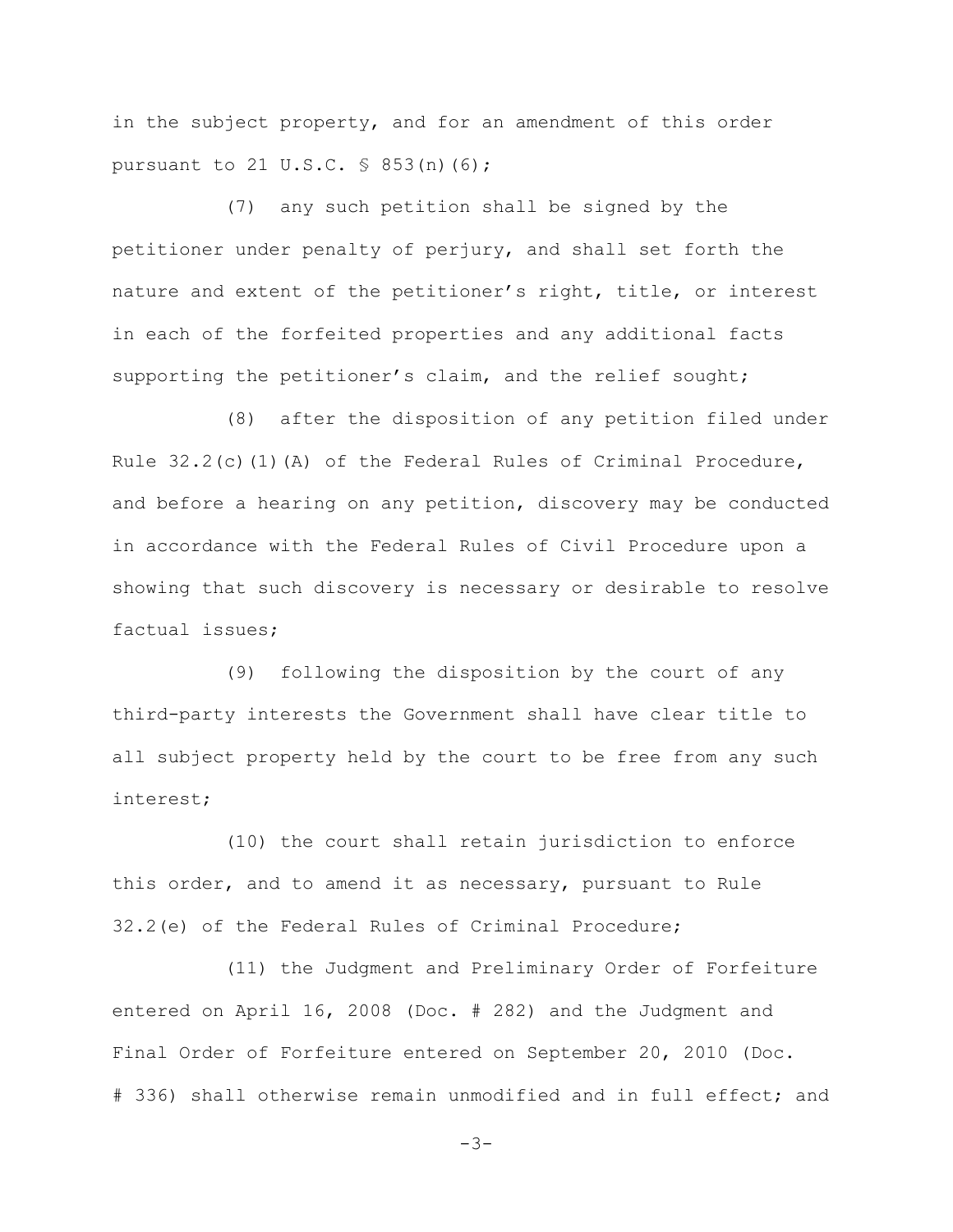in the subject property, and for an amendment of this order pursuant to 21 U.S.C. § 853(n)(6);

(7) any such petition shall be signed by the petitioner under penalty of perjury, and shall set forth the nature and extent of the petitioner's right, title, or interest in each of the forfeited properties and any additional facts supporting the petitioner's claim, and the relief sought;

(8) after the disposition of any petition filed under Rule 32.2(c)(1)(A) of the Federal Rules of Criminal Procedure, and before a hearing on any petition, discovery may be conducted in accordance with the Federal Rules of Civil Procedure upon a showing that such discovery is necessary or desirable to resolve factual issues;

(9) following the disposition by the court of any third-party interests the Government shall have clear title to all subject property held by the court to be free from any such interest;

(10) the court shall retain jurisdiction to enforce this order, and to amend it as necessary, pursuant to Rule 32.2(e) of the Federal Rules of Criminal Procedure;

(11) the Judgment and Preliminary Order of Forfeiture entered on April 16, 2008 (Doc. # 282) and the Judgment and Final Order of Forfeiture entered on September 20, 2010 (Doc. # 336) shall otherwise remain unmodified and in full effect; and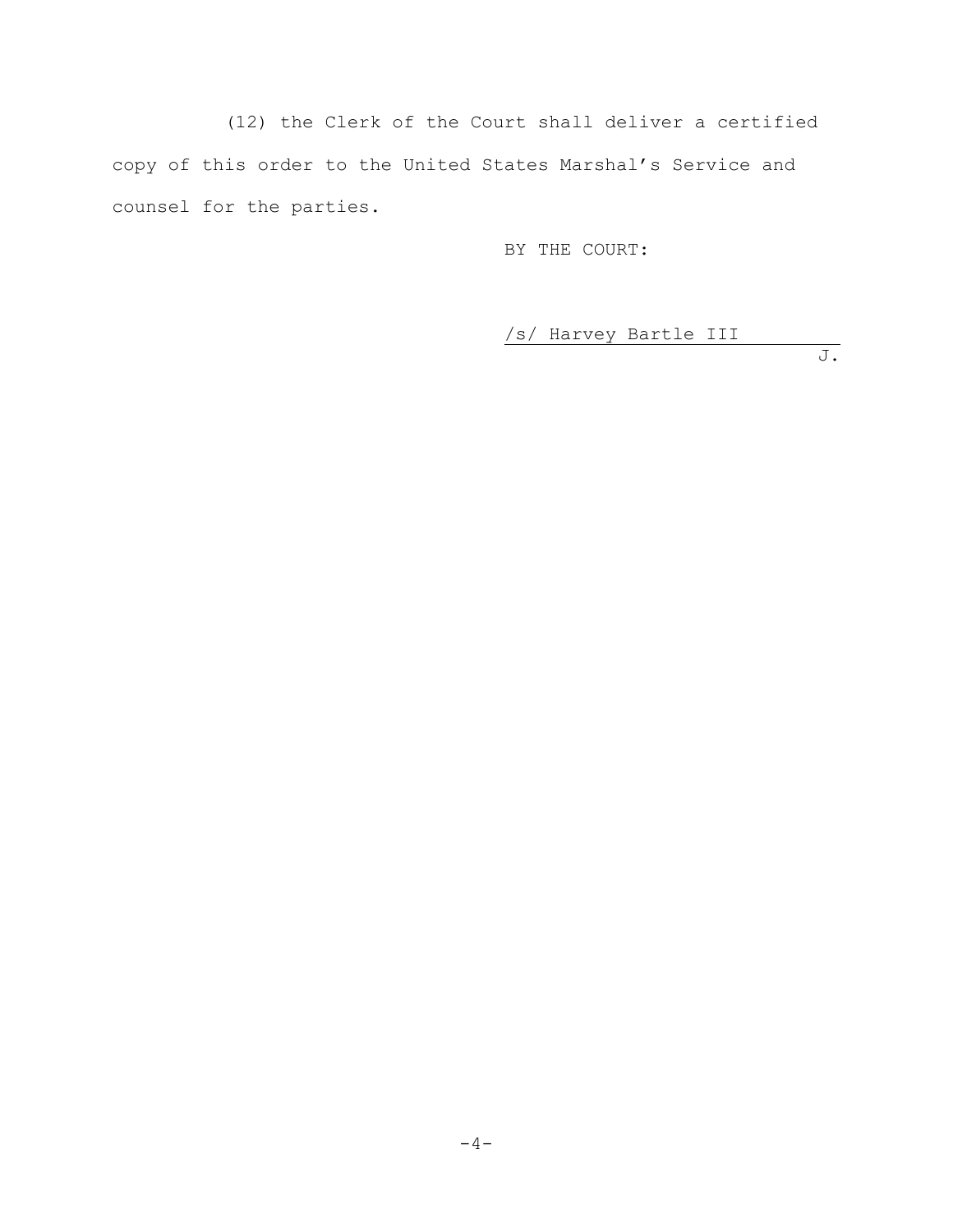(12) the Clerk of the Court shall deliver a certified copy of this order to the United States Marshal's Service and counsel for the parties.

BY THE COURT:

/s/ Harvey Bartle III
J.